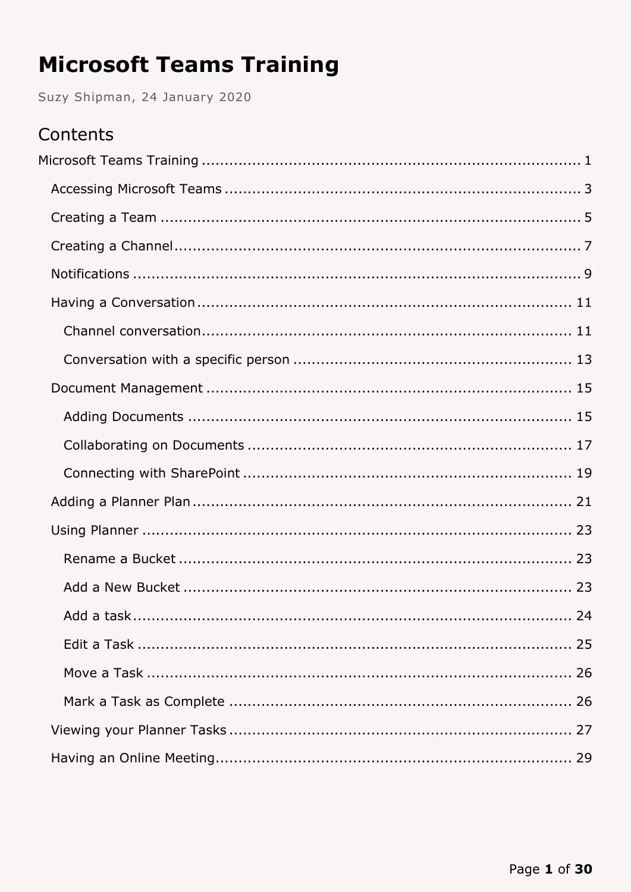# Microsoft Teams Training

Suzy Shipman, 24 January 2020

## Contents

Microsoft Teams Training ........................................................................ 1

- Accessing Microsoft Teams ................................................................ 3
- Creating a Team ................................................................................ 5
- Creating a Channel ............................................................................ 7
- Notifications ...................................................................................... 9
- Having a Conversation ...................................................................... 11
  - Channel conversation .................................................................. 11
  - Conversation with a specific person ............................................. 13
- Document Management ..................................................................... 15
  - Adding Documents ....................................................................... 15
  - Collaborating on Documents ......................................................... 17
  - Connecting with SharePoint .......................................................... 19
- Adding a Planner Plan ........................................................................ 21
- Using Planner .................................................................................... 23
  - Rename a Bucket ......................................................................... 23
  - Add a New Bucket ........................................................................ 23
  - Add a task .................................................................................... 24
  - Edit a Task ................................................................................... 25
  - Move a Task ................................................................................. 26
  - Mark a Task as Complete ............................................................. 26
- Viewing your Planner Tasks ............................................................... 27
- Having an Online Meeting .................................................................. 29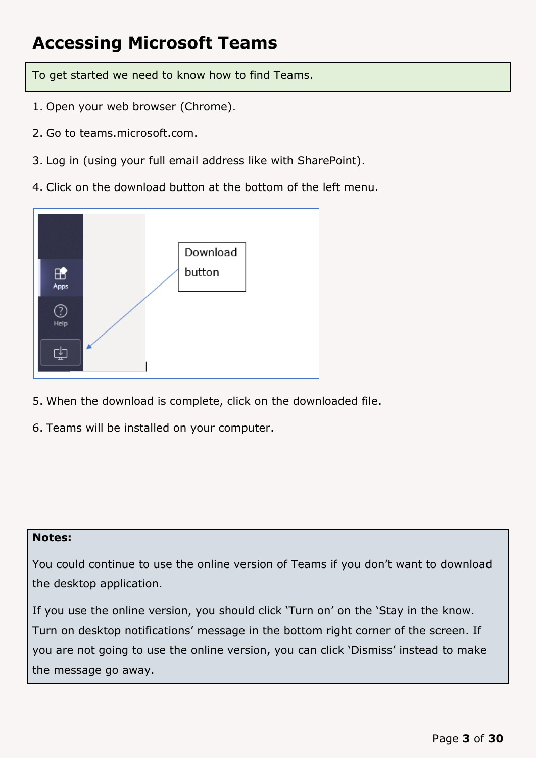# Accessing Microsoft Teams

To get started we need to know how to find Teams.

1. Open your web browser (Chrome).

2. Go to teams.microsoft.com.

3. Log in (using your full email address like with SharePoint).

4. Click on the download button at the bottom of the left menu.

5. When the download is complete, click on the downloaded file.

6. Teams will be installed on your computer.

**Notes:**

You could continue to use the online version of Teams if you don't want to download the desktop application.

If you use the online version, you should click 'Turn on' on the 'Stay in the know. Turn on desktop notifications' message in the bottom right corner of the screen. If you are not going to use the online version, you can click 'Dismiss' instead to make the message go away.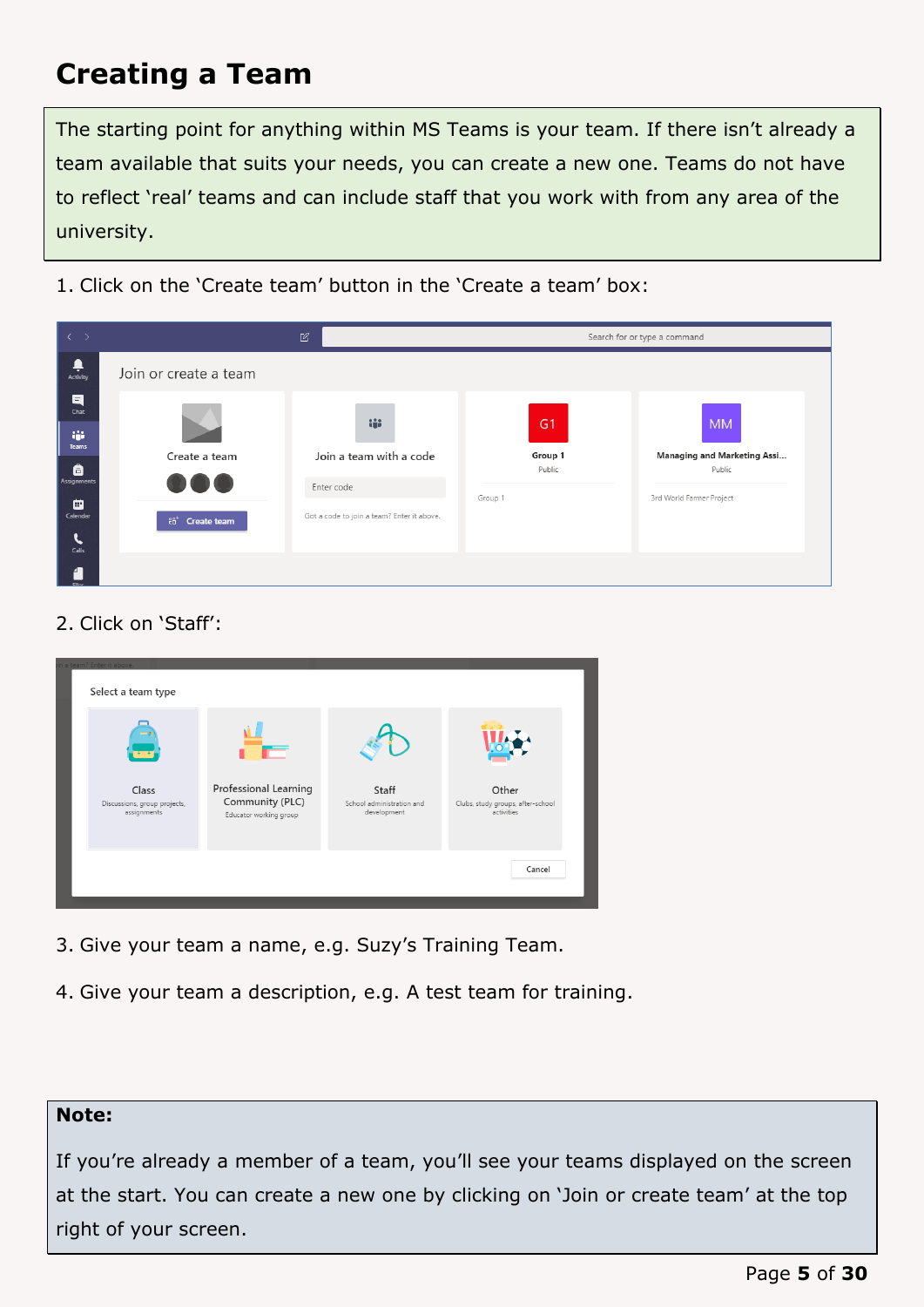# Creating a Team

The starting point for anything within MS Teams is your team. If there isn't already a team available that suits your needs, you can create a new one. Teams do not have to reflect 'real' teams and can include staff that you work with from any area of the university.

1. Click on the 'Create team' button in the 'Create a team' box:

2. Click on 'Staff':

3. Give your team a name, e.g. Suzy's Training Team.

4. Give your team a description, e.g. A test team for training.

**Note:**

If you're already a member of a team, you'll see your teams displayed on the screen at the start. You can create a new one by clicking on 'Join or create team' at the top right of your screen.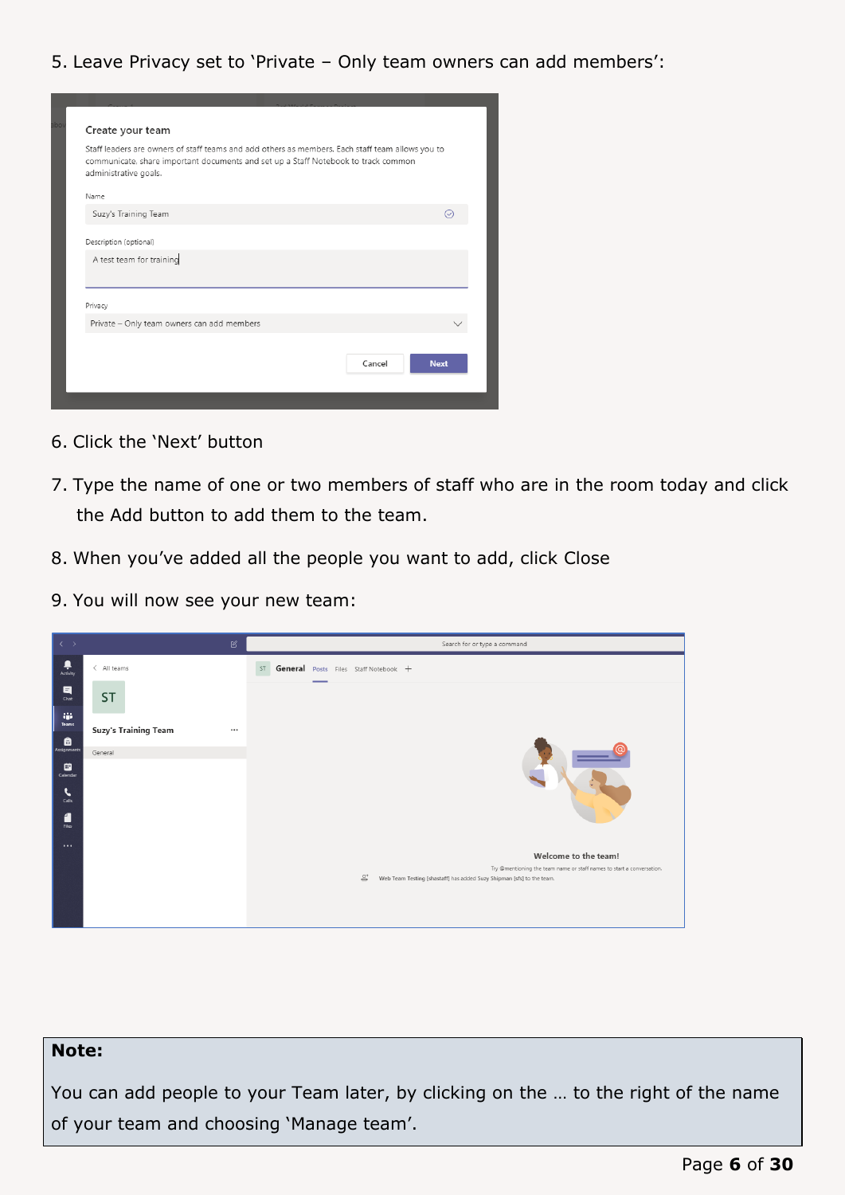5. Leave Privacy set to 'Private – Only team owners can add members':

6. Click the 'Next' button

7. Type the name of one or two members of staff who are in the room today and click the Add button to add them to the team.

8. When you've added all the people you want to add, click Close

9. You will now see your new team:

**Note:**

You can add people to your Team later, by clicking on the … to the right of the name of your team and choosing 'Manage team'.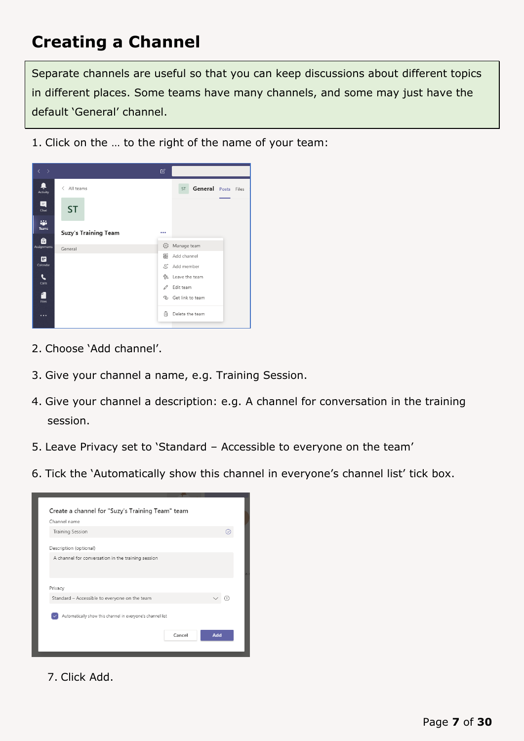# Creating a Channel

Separate channels are useful so that you can keep discussions about different topics in different places. Some teams have many channels, and some may just have the default 'General' channel.

1. Click on the … to the right of the name of your team:

2. Choose 'Add channel'.

3. Give your channel a name, e.g. Training Session.

4. Give your channel a description: e.g. A channel for conversation in the training session.

5. Leave Privacy set to 'Standard – Accessible to everyone on the team'

6. Tick the 'Automatically show this channel in everyone's channel list' tick box.

7. Click Add.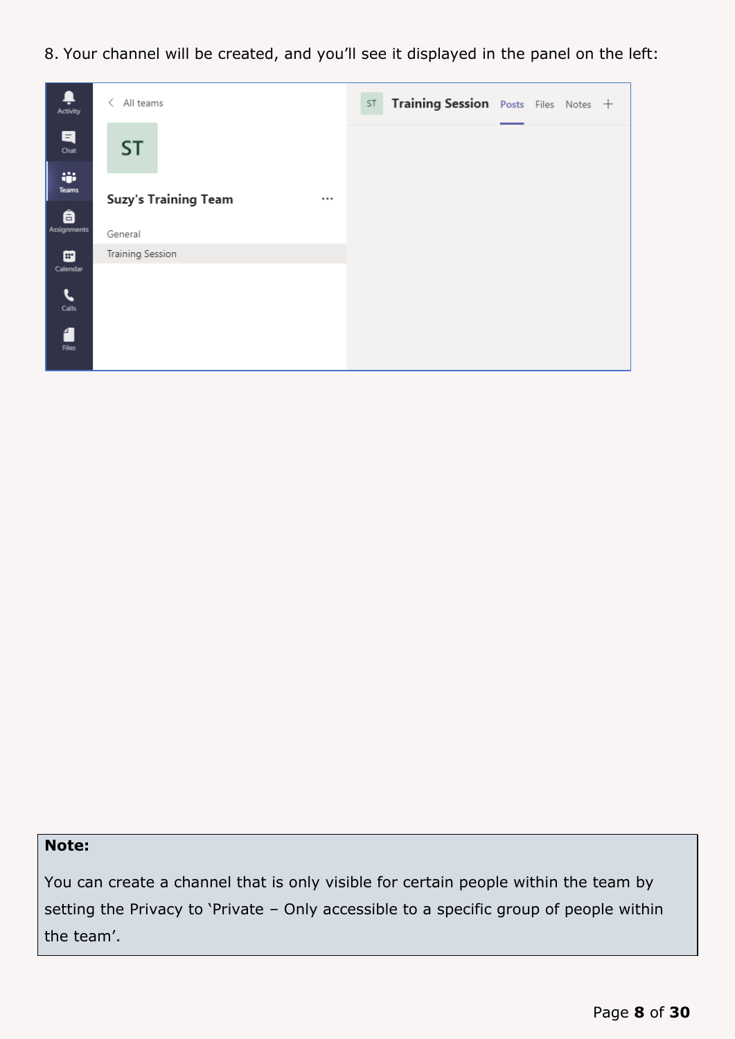8. Your channel will be created, and you'll see it displayed in the panel on the left:

**Note:**

You can create a channel that is only visible for certain people within the team by setting the Privacy to 'Private – Only accessible to a specific group of people within the team'.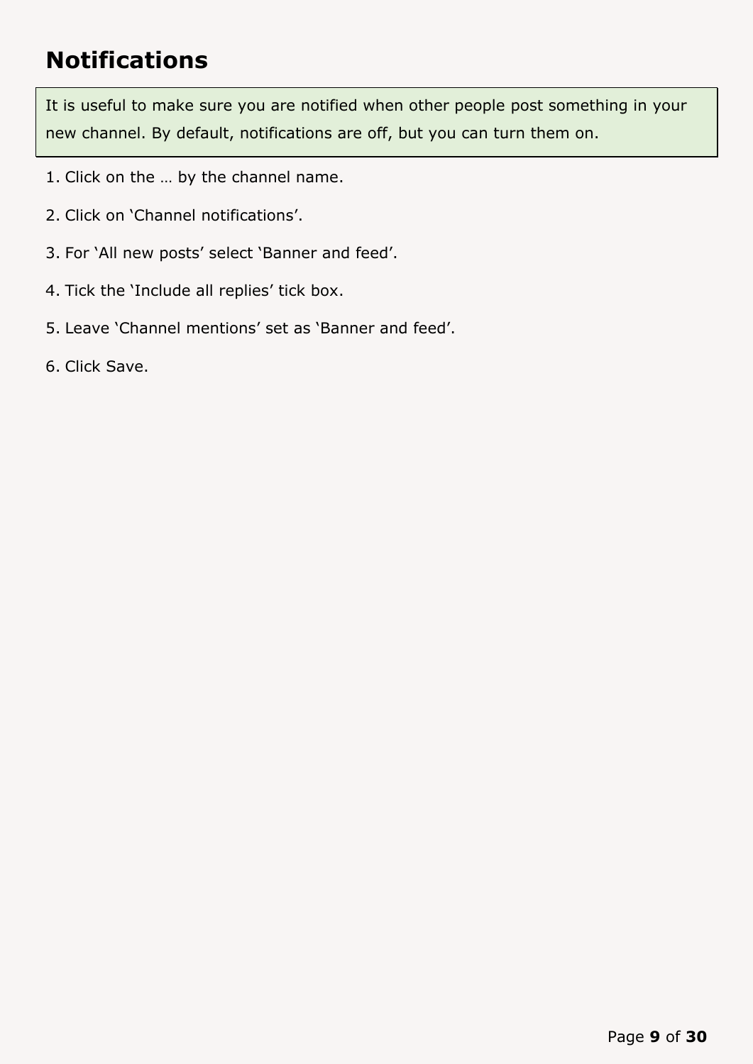## Notifications

It is useful to make sure you are notified when other people post something in your new channel. By default, notifications are off, but you can turn them on.

1. Click on the … by the channel name.
2. Click on 'Channel notifications'.
3. For 'All new posts' select 'Banner and feed'.
4. Tick the 'Include all replies' tick box.
5. Leave 'Channel mentions' set as 'Banner and feed'.
6. Click Save.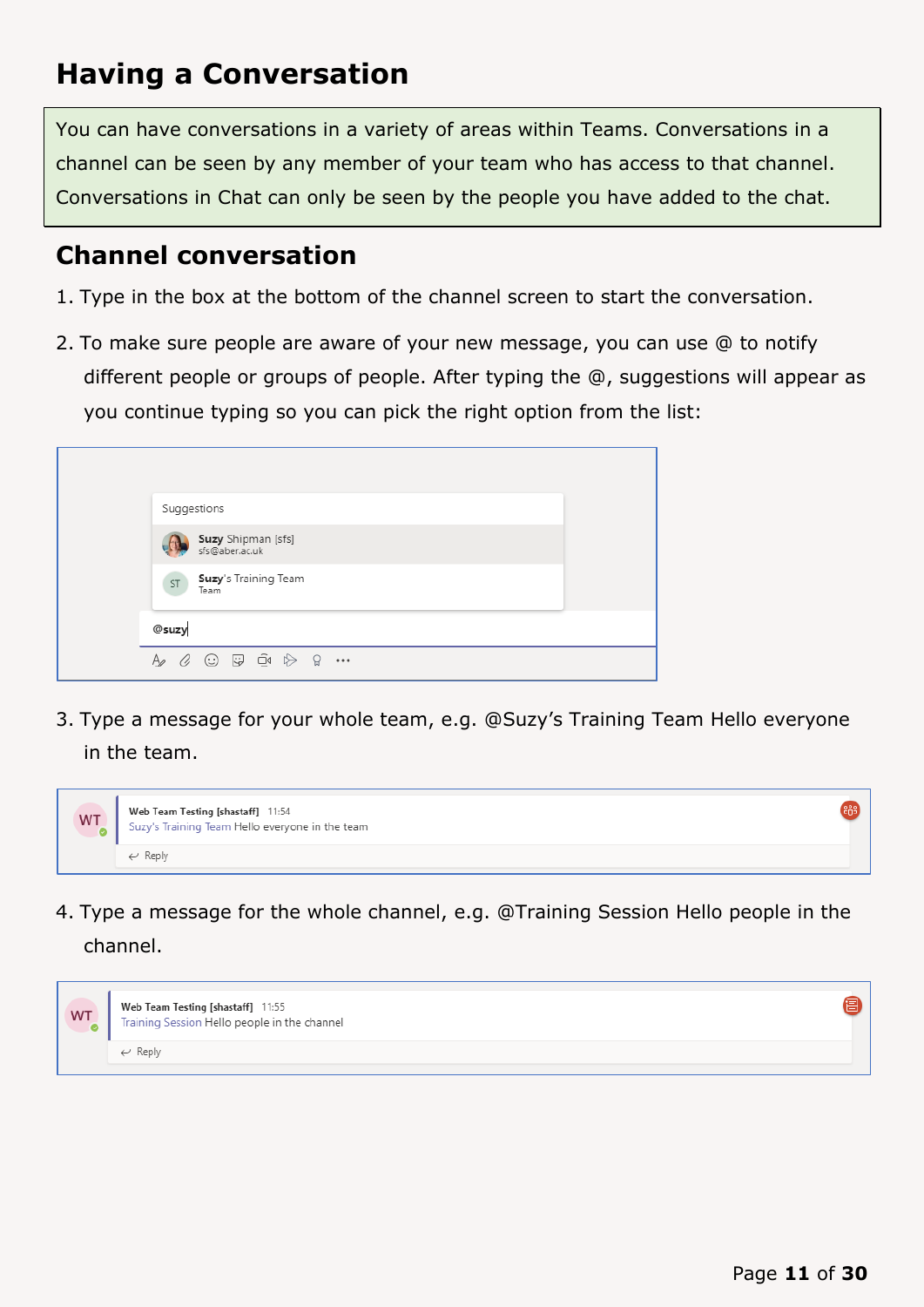# Having a Conversation

You can have conversations in a variety of areas within Teams. Conversations in a channel can be seen by any member of your team who has access to that channel. Conversations in Chat can only be seen by the people you have added to the chat.

## Channel conversation

1. Type in the box at the bottom of the channel screen to start the conversation.
2. To make sure people are aware of your new message, you can use @ to notify different people or groups of people. After typing the @, suggestions will appear as you continue typing so you can pick the right option from the list:
3. Type a message for your whole team, e.g. @Suzy's Training Team Hello everyone in the team.
4. Type a message for the whole channel, e.g. @Training Session Hello people in the channel.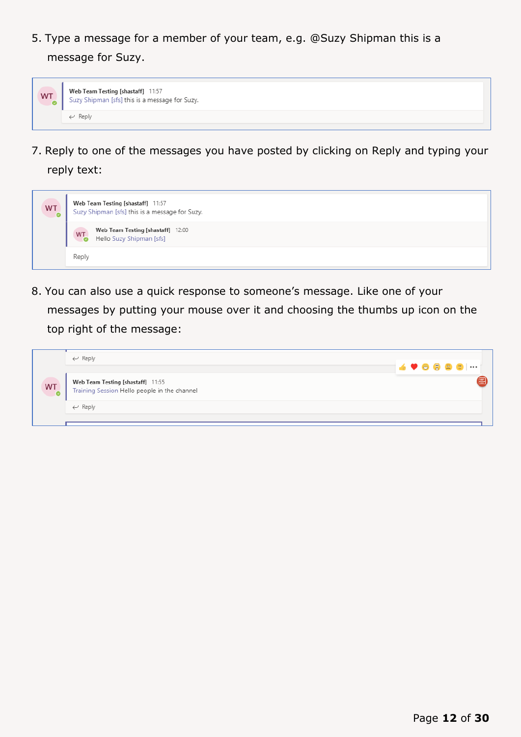5. Type a message for a member of your team, e.g. @Suzy Shipman this is a message for Suzy.

7. Reply to one of the messages you have posted by clicking on Reply and typing your reply text:

8. You can also use a quick response to someone's message. Like one of your messages by putting your mouse over it and choosing the thumbs up icon on the top right of the message: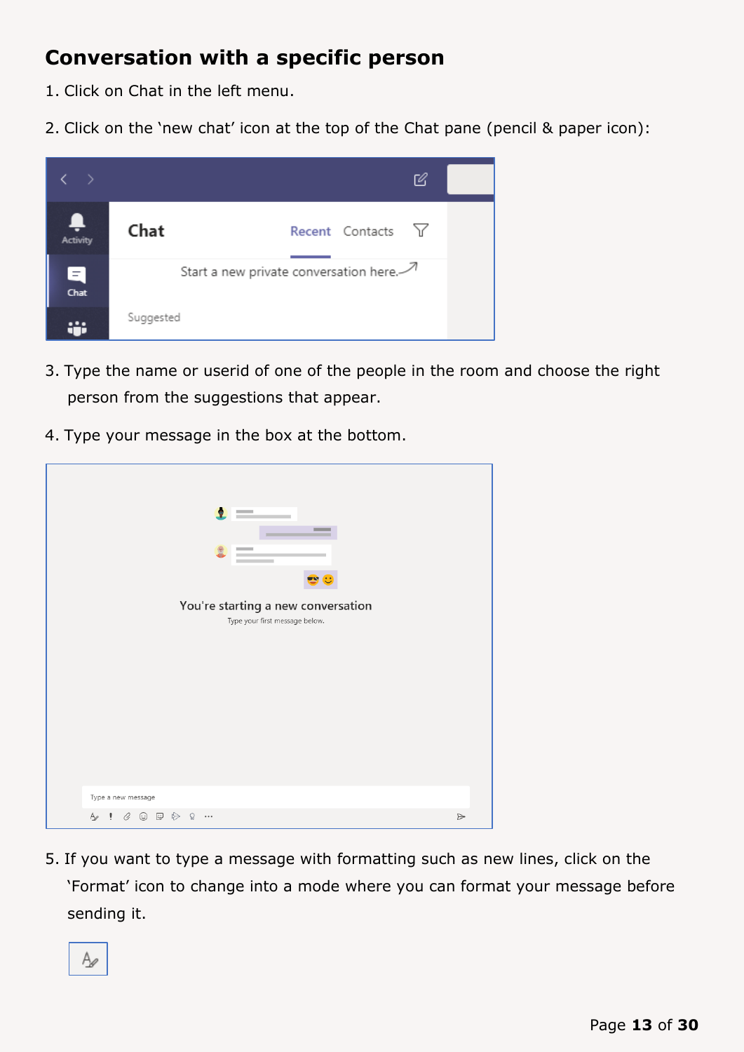## Conversation with a specific person

1. Click on Chat in the left menu.
2. Click on the 'new chat' icon at the top of the Chat pane (pencil & paper icon):
3. Type the name or userid of one of the people in the room and choose the right person from the suggestions that appear.
4. Type your message in the box at the bottom.
5. If you want to type a message with formatting such as new lines, click on the 'Format' icon to change into a mode where you can format your message before sending it.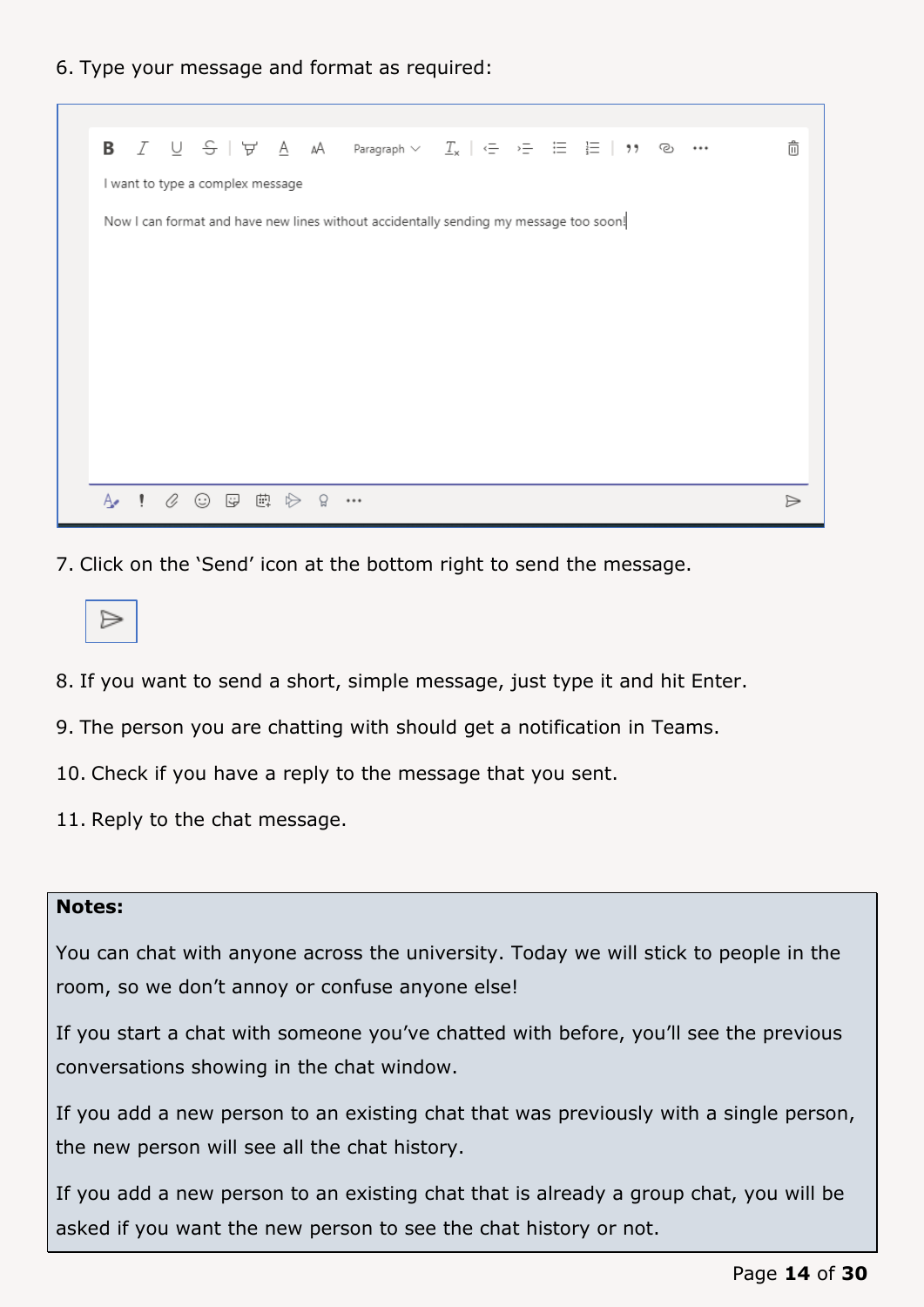6. Type your message and format as required:

7. Click on the 'Send' icon at the bottom right to send the message.

8. If you want to send a short, simple message, just type it and hit Enter.

9. The person you are chatting with should get a notification in Teams.

10. Check if you have a reply to the message that you sent.

11. Reply to the chat message.

**Notes:**

You can chat with anyone across the university. Today we will stick to people in the room, so we don't annoy or confuse anyone else!

If you start a chat with someone you've chatted with before, you'll see the previous conversations showing in the chat window.

If you add a new person to an existing chat that was previously with a single person, the new person will see all the chat history.

If you add a new person to an existing chat that is already a group chat, you will be asked if you want the new person to see the chat history or not.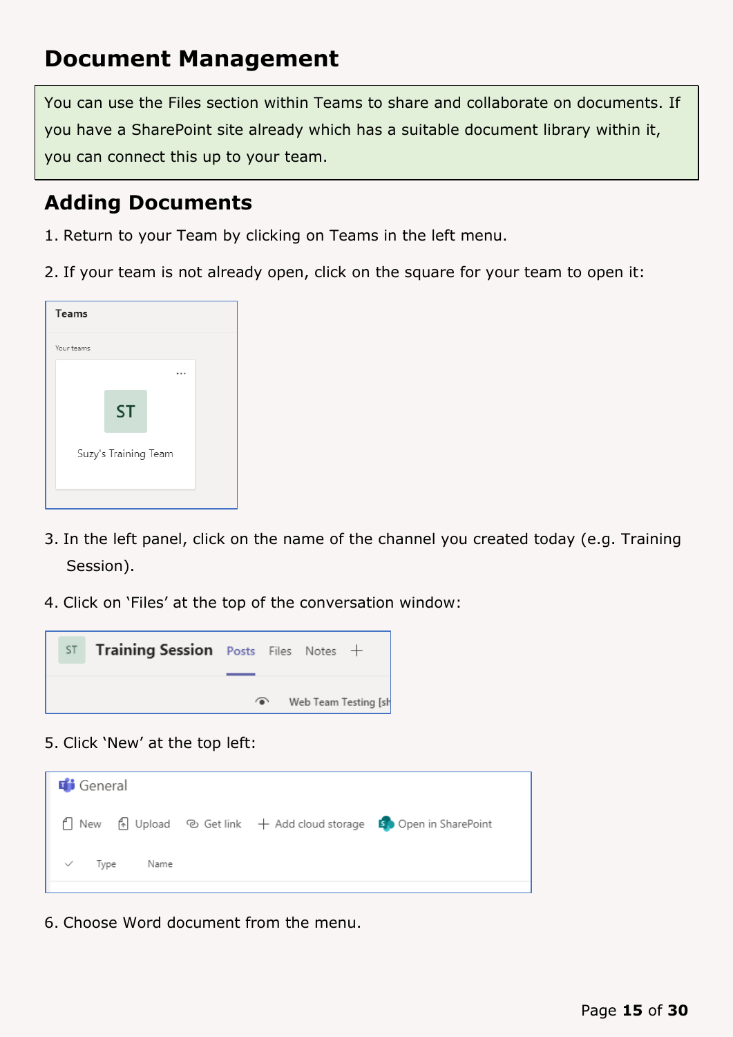# Document Management

You can use the Files section within Teams to share and collaborate on documents. If you have a SharePoint site already which has a suitable document library within it, you can connect this up to your team.

## Adding Documents

1. Return to your Team by clicking on Teams in the left menu.
2. If your team is not already open, click on the square for your team to open it:
3. In the left panel, click on the name of the channel you created today (e.g. Training Session).
4. Click on 'Files' at the top of the conversation window:
5. Click 'New' at the top left:
6. Choose Word document from the menu.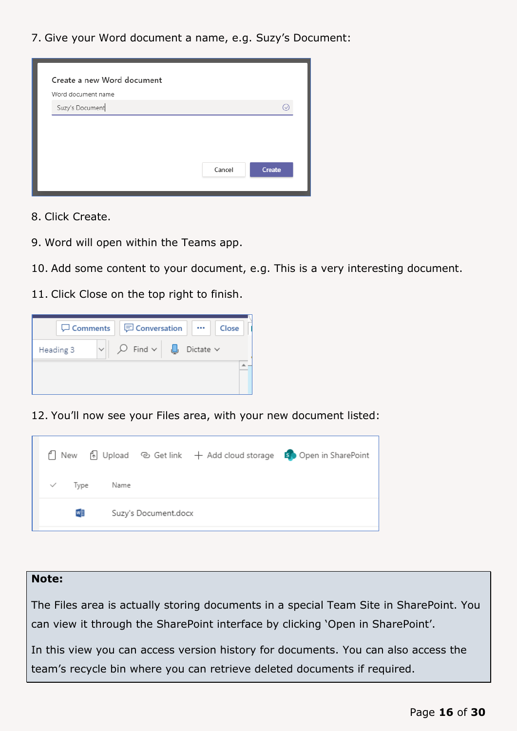7. Give your Word document a name, e.g. Suzy’s Document:

8. Click Create.

9. Word will open within the Teams app.

10. Add some content to your document, e.g. This is a very interesting document.

11. Click Close on the top right to finish.

12. You’ll now see your Files area, with your new document listed:

**Note:**

The Files area is actually storing documents in a special Team Site in SharePoint. You can view it through the SharePoint interface by clicking ‘Open in SharePoint’.

In this view you can access version history for documents. You can also access the team’s recycle bin where you can retrieve deleted documents if required.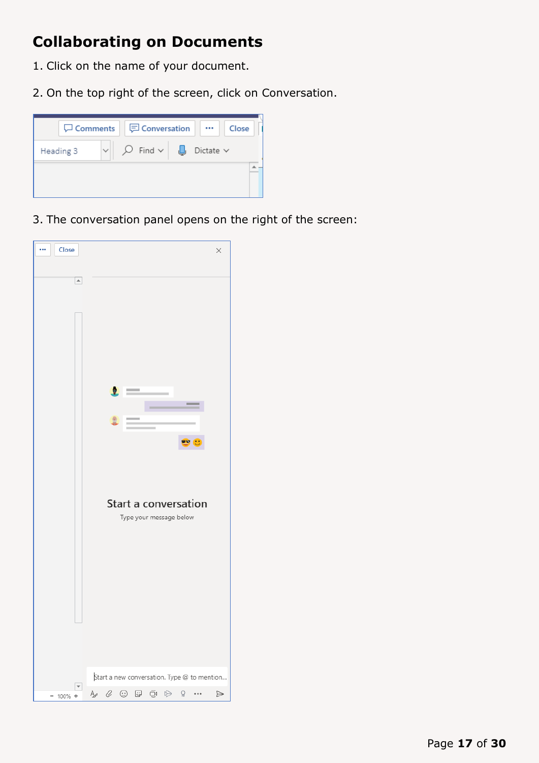# Collaborating on Documents

1. Click on the name of your document.

2. On the top right of the screen, click on Conversation.

3. The conversation panel opens on the right of the screen: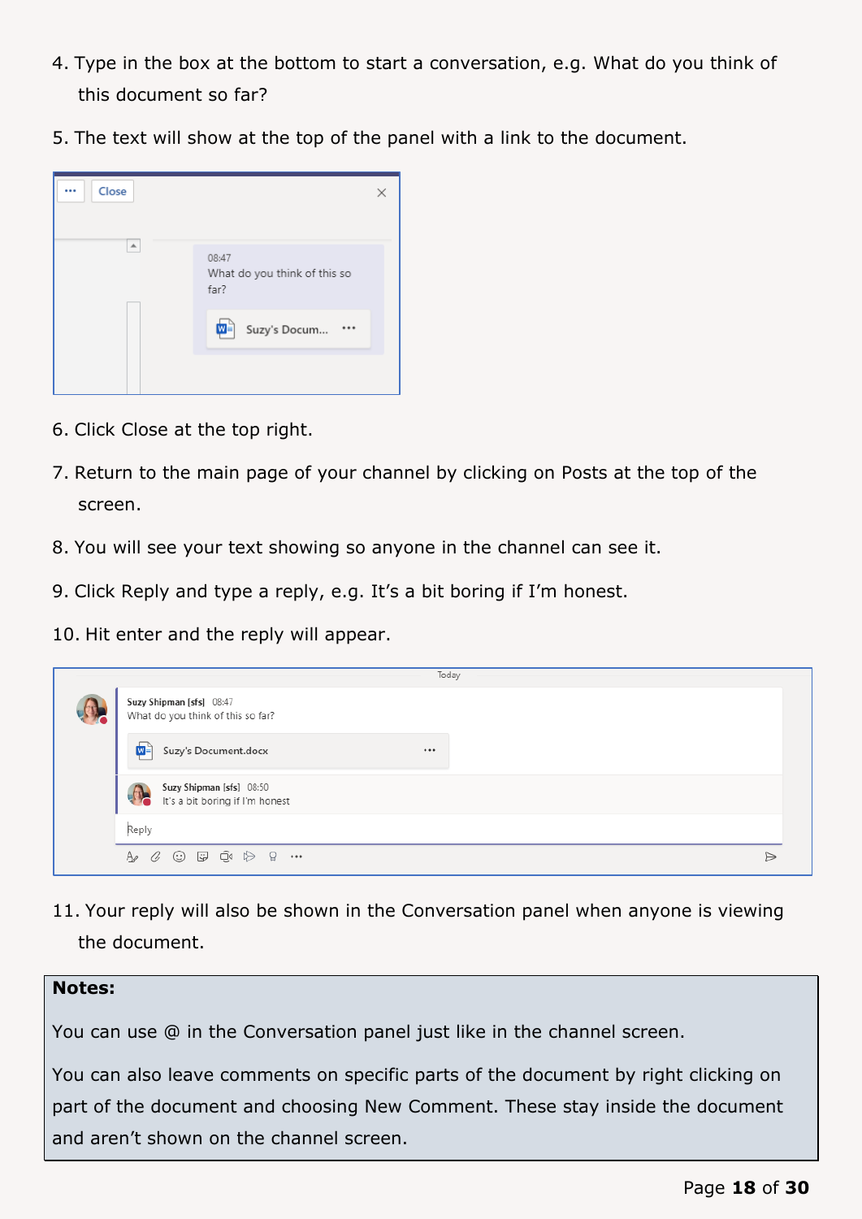4. Type in the box at the bottom to start a conversation, e.g. What do you think of this document so far?

5. The text will show at the top of the panel with a link to the document.

6. Click Close at the top right.

7. Return to the main page of your channel by clicking on Posts at the top of the screen.

8. You will see your text showing so anyone in the channel can see it.

9. Click Reply and type a reply, e.g. It's a bit boring if I'm honest.

10. Hit enter and the reply will appear.

11. Your reply will also be shown in the Conversation panel when anyone is viewing the document.

**Notes:**

You can use @ in the Conversation panel just like in the channel screen.

You can also leave comments on specific parts of the document by right clicking on part of the document and choosing New Comment. These stay inside the document and aren't shown on the channel screen.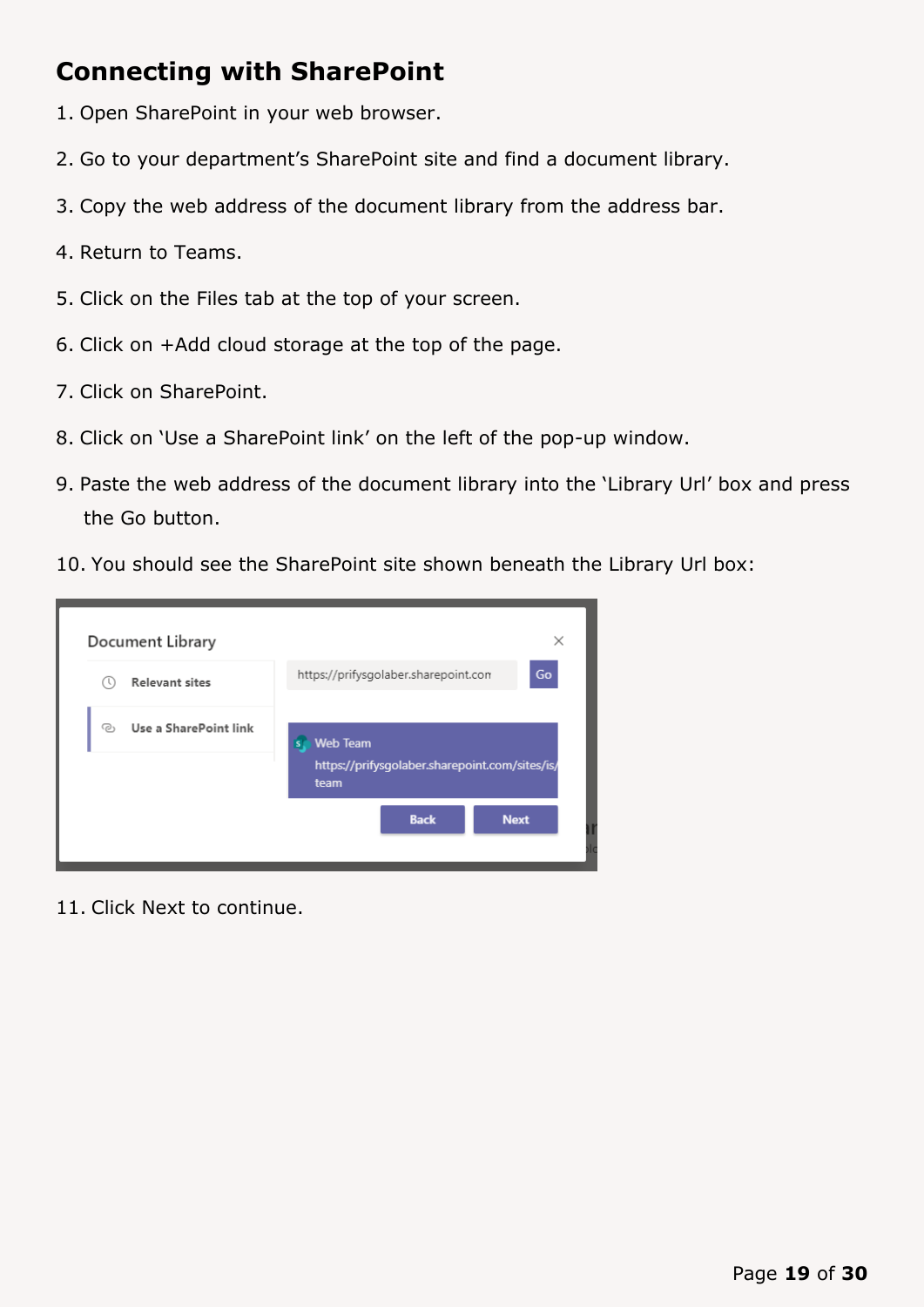## Connecting with SharePoint

1. Open SharePoint in your web browser.
2. Go to your department's SharePoint site and find a document library.
3. Copy the web address of the document library from the address bar.
4. Return to Teams.
5. Click on the Files tab at the top of your screen.
6. Click on +Add cloud storage at the top of the page.
7. Click on SharePoint.
8. Click on 'Use a SharePoint link' on the left of the pop-up window.
9. Paste the web address of the document library into the 'Library Url' box and press the Go button.
10. You should see the SharePoint site shown beneath the Library Url box:

11. Click Next to continue.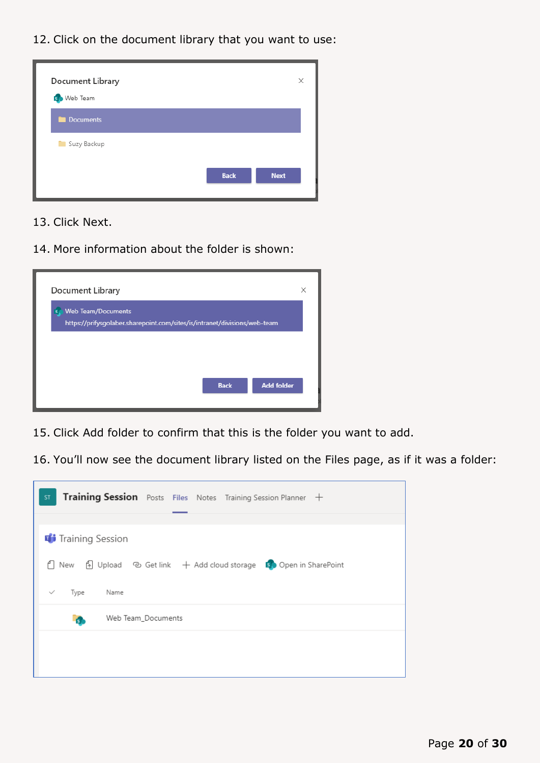12. Click on the document library that you want to use:

13. Click Next.

14. More information about the folder is shown:

15. Click Add folder to confirm that this is the folder you want to add.

16. You'll now see the document library listed on the Files page, as if it was a folder: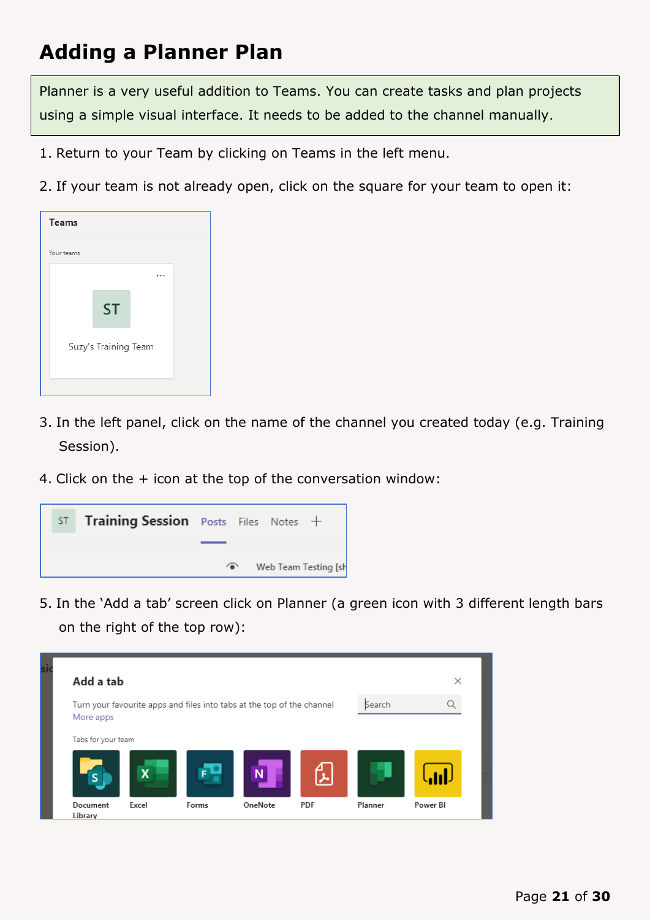# Adding a Planner Plan

Planner is a very useful addition to Teams. You can create tasks and plan projects using a simple visual interface. It needs to be added to the channel manually.

1. Return to your Team by clicking on Teams in the left menu.
2. If your team is not already open, click on the square for your team to open it:
3. In the left panel, click on the name of the channel you created today (e.g. Training Session).
4. Click on the + icon at the top of the conversation window:
5. In the 'Add a tab' screen click on Planner (a green icon with 3 different length bars on the right of the top row):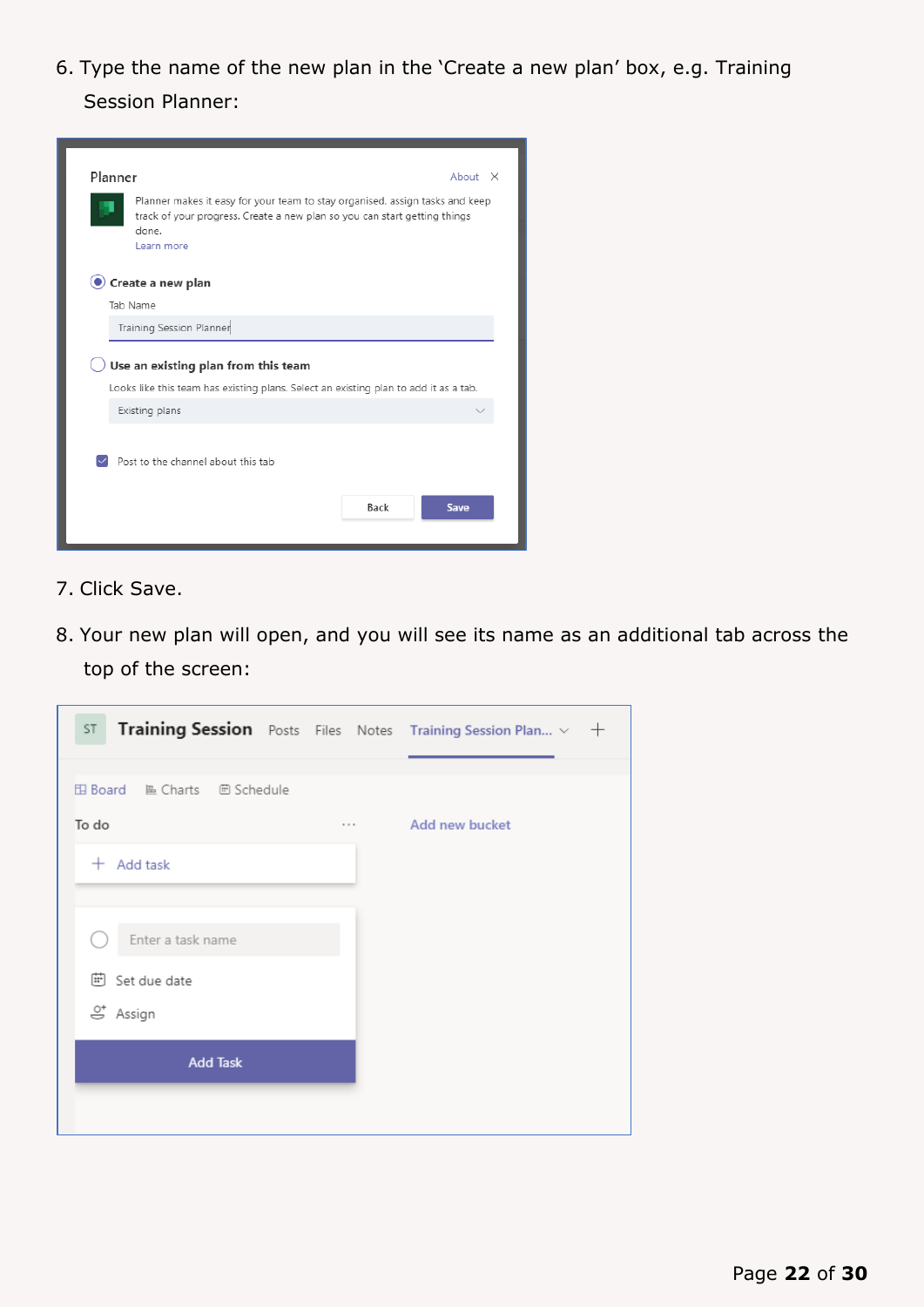6. Type the name of the new plan in the 'Create a new plan' box, e.g. Training Session Planner:

7. Click Save.

8. Your new plan will open, and you will see its name as an additional tab across the top of the screen: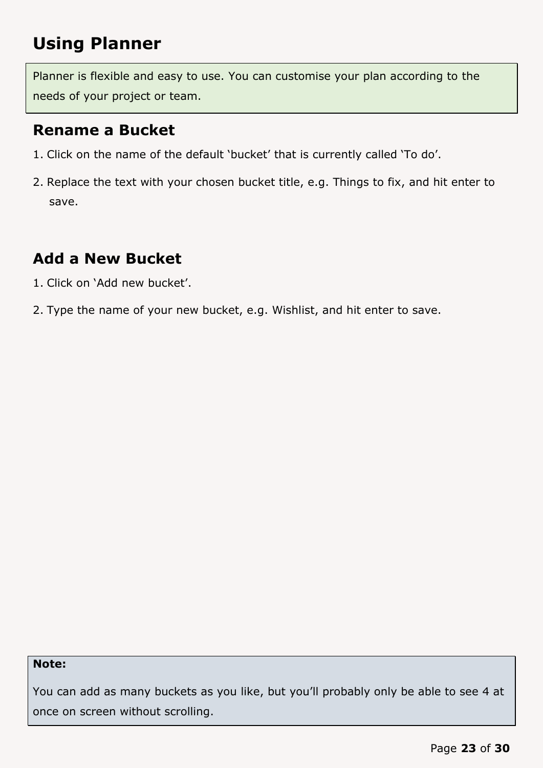# Using Planner

Planner is flexible and easy to use. You can customise your plan according to the needs of your project or team.

## Rename a Bucket

1. Click on the name of the default ‘bucket’ that is currently called ‘To do’.
2. Replace the text with your chosen bucket title, e.g. Things to fix, and hit enter to save.

## Add a New Bucket

1. Click on ‘Add new bucket’.
2. Type the name of your new bucket, e.g. Wishlist, and hit enter to save.

**Note:**

You can add as many buckets as you like, but you’ll probably only be able to see 4 at once on screen without scrolling.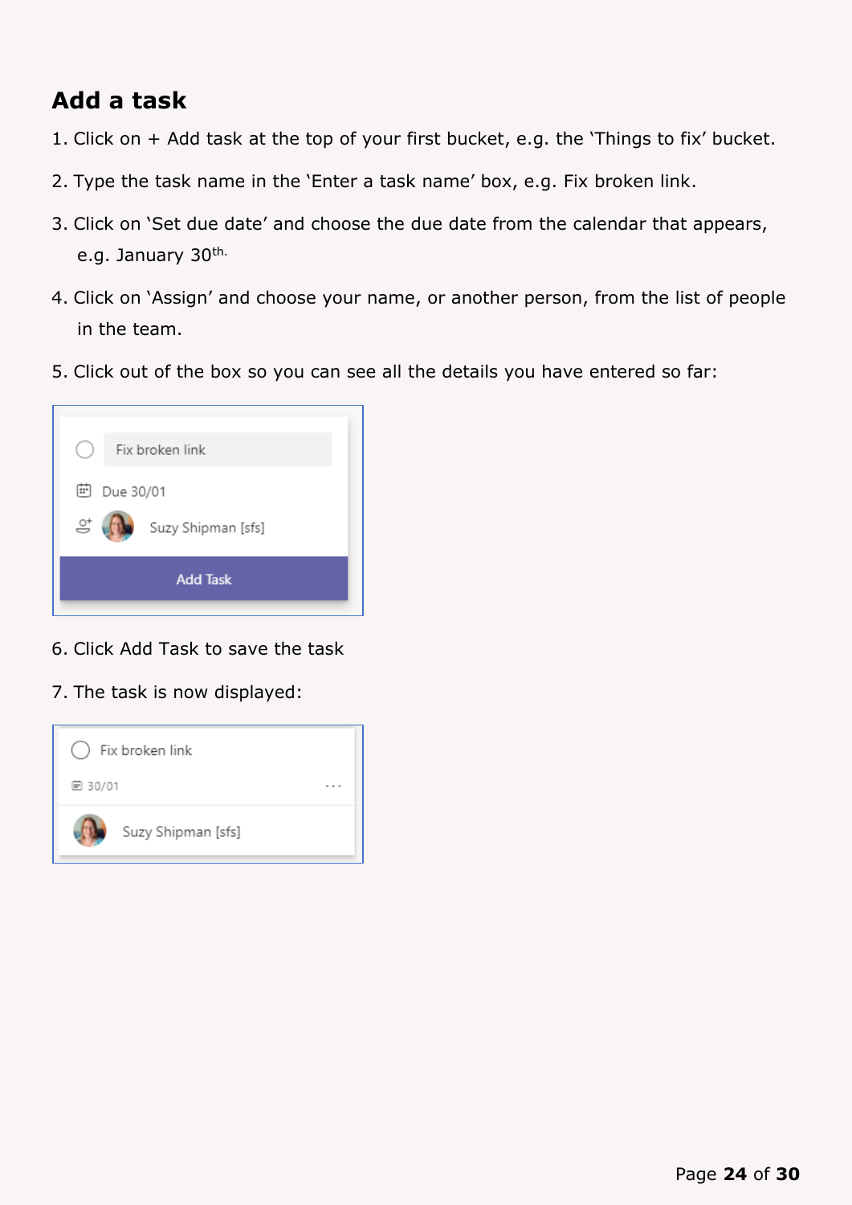## Add a task

1. Click on + Add task at the top of your first bucket, e.g. the 'Things to fix' bucket.
2. Type the task name in the 'Enter a task name' box, e.g. Fix broken link.
3. Click on 'Set due date' and choose the due date from the calendar that appears, e.g. January 30th.
4. Click on 'Assign' and choose your name, or another person, from the list of people in the team.
5. Click out of the box so you can see all the details you have entered so far:
6. Click Add Task to save the task
7. The task is now displayed: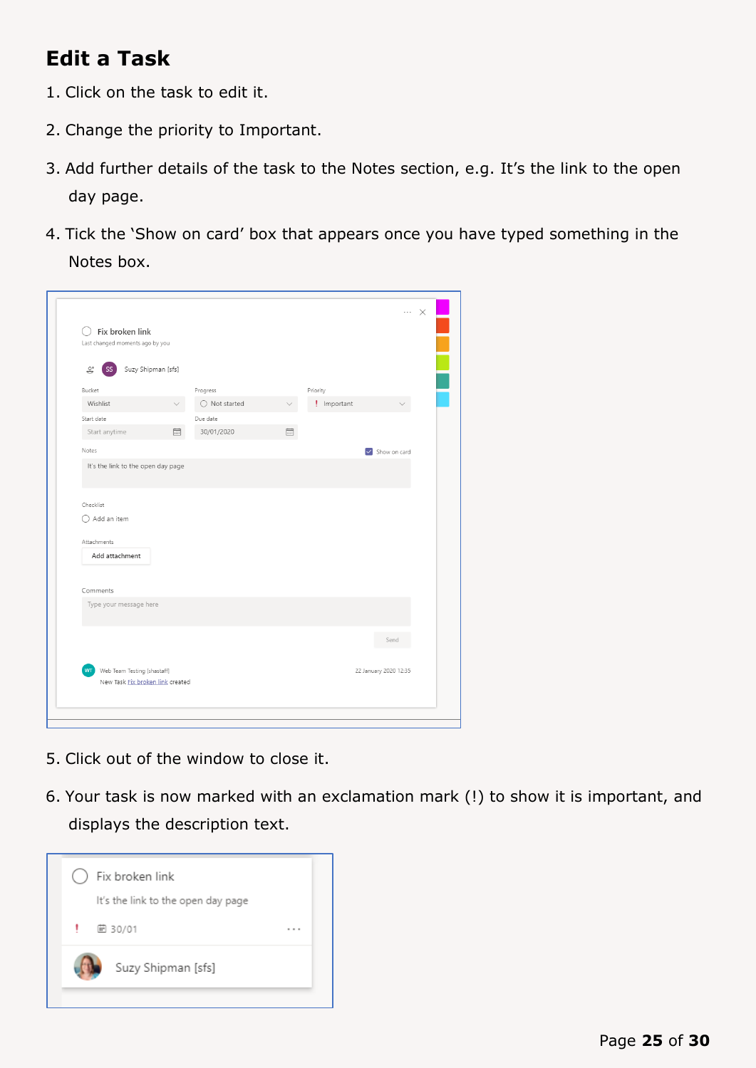# Edit a Task

1. Click on the task to edit it.

2. Change the priority to Important.

3. Add further details of the task to the Notes section, e.g. It's the link to the open day page.

4. Tick the 'Show on card' box that appears once you have typed something in the Notes box.

5. Click out of the window to close it.

6. Your task is now marked with an exclamation mark (!) to show it is important, and displays the description text.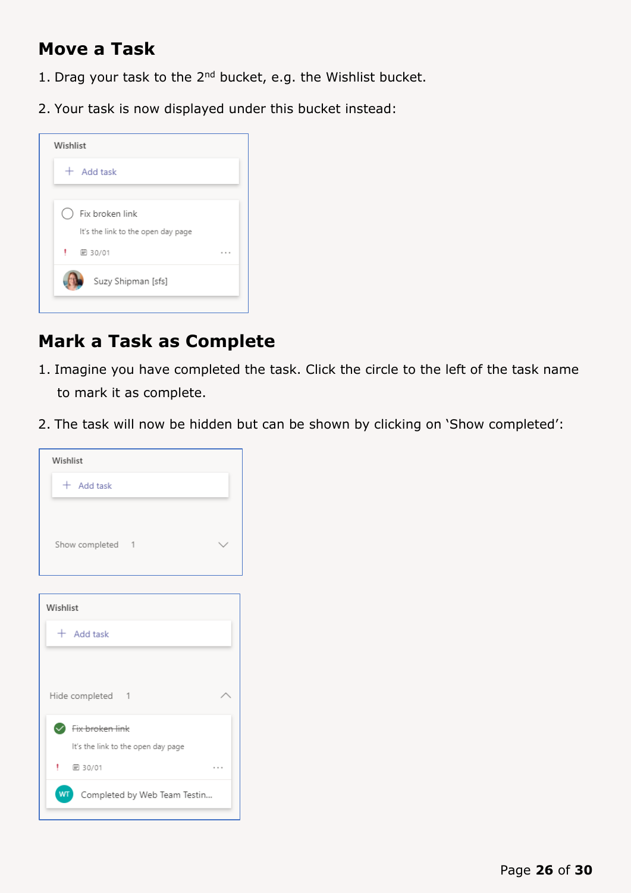## Move a Task

1. Drag your task to the 2nd bucket, e.g. the Wishlist bucket.
2. Your task is now displayed under this bucket instead:

Wishlist

+ Add task

Fix broken link

It's the link to the open day page

! 30/01 ...

Suzy Shipman [sfs]

## Mark a Task as Complete

1. Imagine you have completed the task. Click the circle to the left of the task name to mark it as complete.
2. The task will now be hidden but can be shown by clicking on 'Show completed':

Wishlist

+ Add task

Show completed 1

Wishlist

+ Add task

Hide completed 1

~~Fix broken link~~

It's the link to the open day page

! 30/01 ...

WT Completed by Web Team Testin...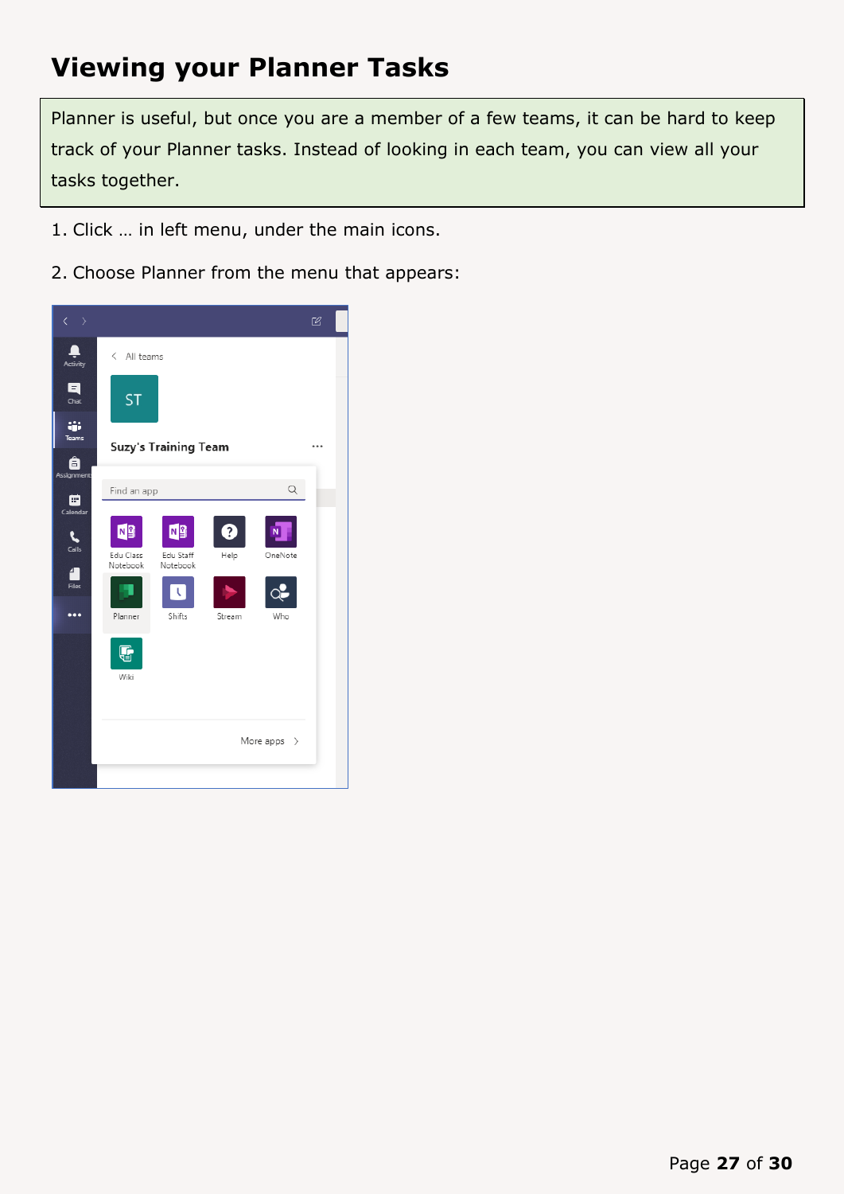# Viewing your Planner Tasks

Planner is useful, but once you are a member of a few teams, it can be hard to keep track of your Planner tasks. Instead of looking in each team, you can view all your tasks together.

1. Click … in left menu, under the main icons.
2. Choose Planner from the menu that appears: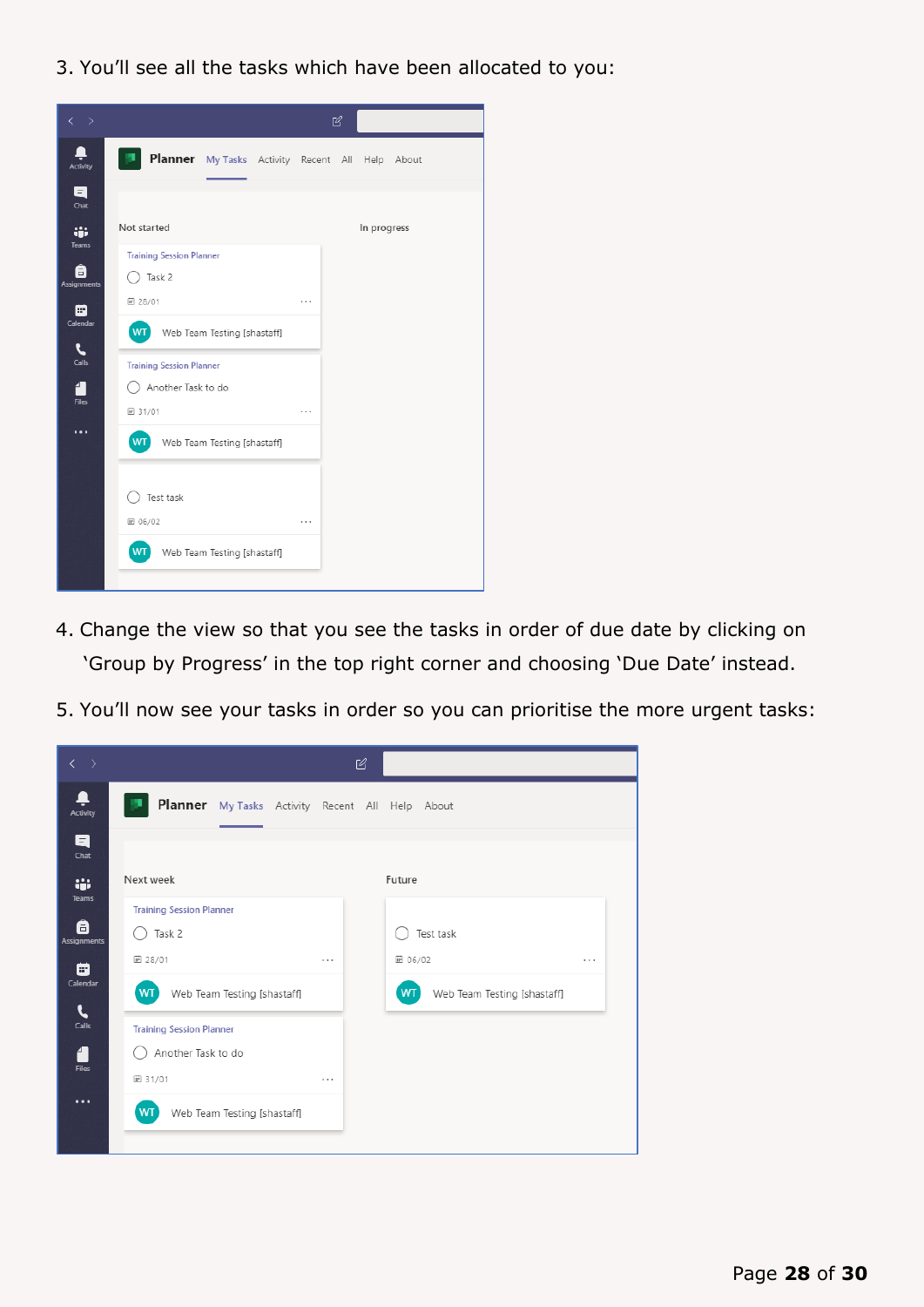3. You'll see all the tasks which have been allocated to you:

4. Change the view so that you see the tasks in order of due date by clicking on 'Group by Progress' in the top right corner and choosing 'Due Date' instead.

5. You'll now see your tasks in order so you can prioritise the more urgent tasks: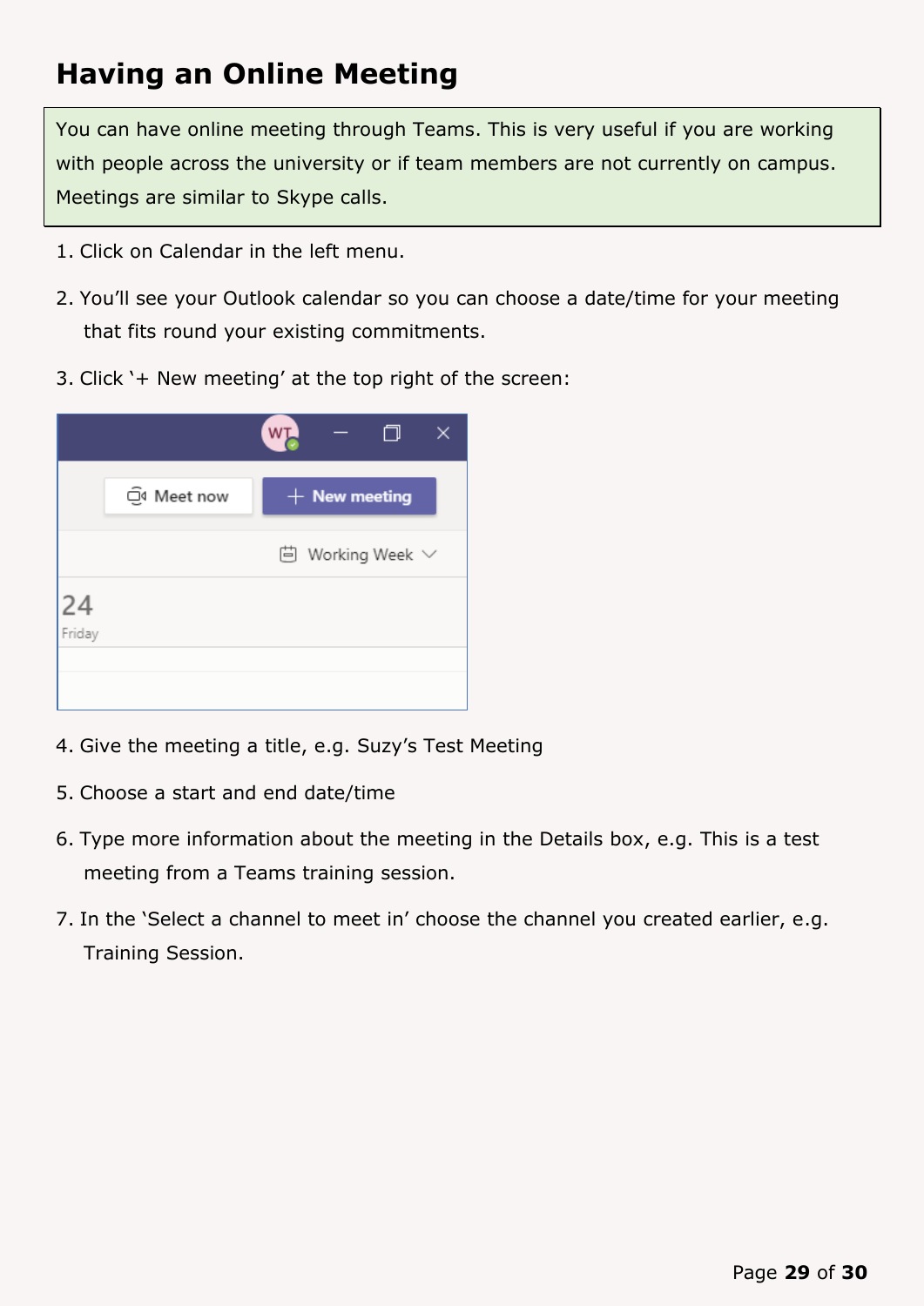# Having an Online Meeting

You can have online meeting through Teams. This is very useful if you are working with people across the university or if team members are not currently on campus. Meetings are similar to Skype calls.

1. Click on Calendar in the left menu.
2. You'll see your Outlook calendar so you can choose a date/time for your meeting that fits round your existing commitments.
3. Click '+ New meeting' at the top right of the screen:
4. Give the meeting a title, e.g. Suzy's Test Meeting
5. Choose a start and end date/time
6. Type more information about the meeting in the Details box, e.g. This is a test meeting from a Teams training session.
7. In the 'Select a channel to meet in' choose the channel you created earlier, e.g. Training Session.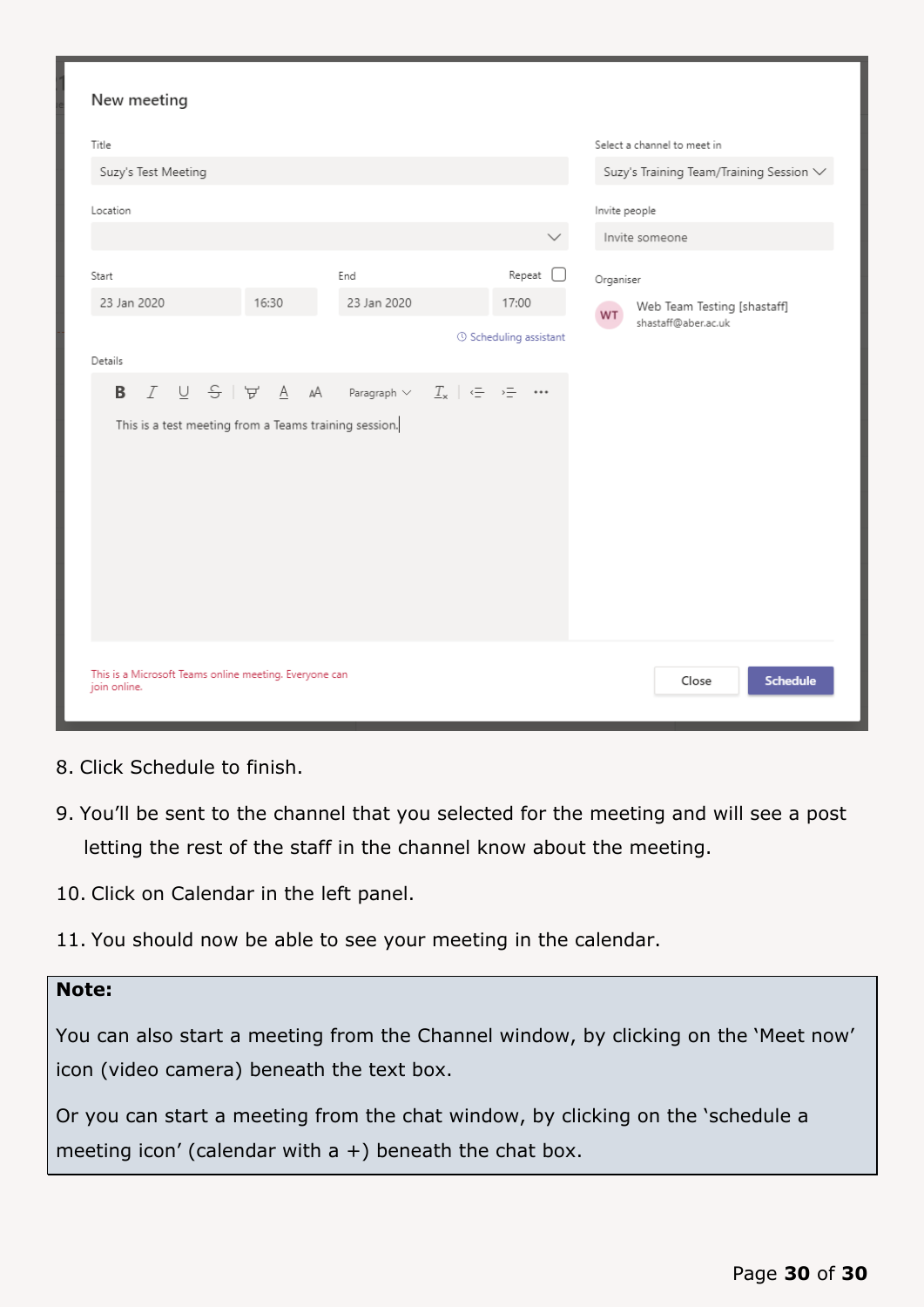8. Click Schedule to finish.
9. You'll be sent to the channel that you selected for the meeting and will see a post letting the rest of the staff in the channel know about the meeting.
10. Click on Calendar in the left panel.
11. You should now be able to see your meeting in the calendar.

**Note:**

You can also start a meeting from the Channel window, by clicking on the 'Meet now' icon (video camera) beneath the text box.

Or you can start a meeting from the chat window, by clicking on the 'schedule a meeting icon' (calendar with a +) beneath the chat box.